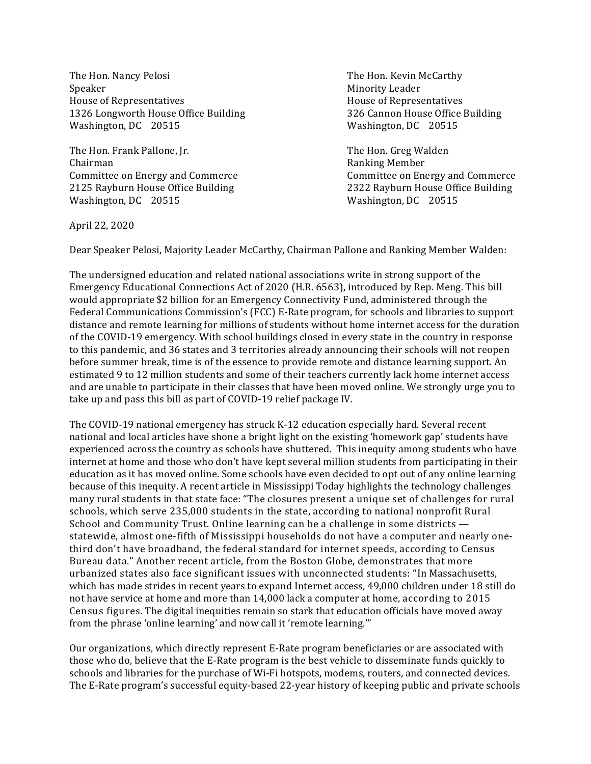The Hon. Nancy Pelosi
Speaker
House of Representatives
1326 Longworth House Office Building
Washington, DC 20515

The Hon. Kevin McCarthy
Minority Leader
House of Representatives
326 Cannon House Office Building
Washington, DC 20515

The Hon. Frank Pallone, Jr.
Chairman
Committee on Energy and Commerce
2125 Rayburn House Office Building
Washington, DC 20515

The Hon. Greg Walden
Ranking Member
Committee on Energy and Commerce
2322 Rayburn House Office Building
Washington, DC 20515

April 22, 2020

Dear Speaker Pelosi, Majority Leader McCarthy, Chairman Pallone and Ranking Member Walden:

The undersigned education and related national associations write in strong support of the Emergency Educational Connections Act of 2020 (H.R. 6563), introduced by Rep. Meng. This bill would appropriate $2 billion for an Emergency Connectivity Fund, administered through the Federal Communications Commission's (FCC) E-Rate program, for schools and libraries to support distance and remote learning for millions of students without home internet access for the duration of the COVID-19 emergency. With school buildings closed in every state in the country in response to this pandemic, and 36 states and 3 territories already announcing their schools will not reopen before summer break, time is of the essence to provide remote and distance learning support. An estimated 9 to 12 million students and some of their teachers currently lack home internet access and are unable to participate in their classes that have been moved online. We strongly urge you to take up and pass this bill as part of COVID-19 relief package IV.

The COVID-19 national emergency has struck K-12 education especially hard. Several recent national and local articles have shone a bright light on the existing 'homework gap' students have experienced across the country as schools have shuttered. This inequity among students who have internet at home and those who don't have kept several million students from participating in their education as it has moved online. Some schools have even decided to opt out of any online learning because of this inequity. A recent article in Mississippi Today highlights the technology challenges many rural students in that state face: "The closures present a unique set of challenges for rural schools, which serve 235,000 students in the state, according to national nonprofit Rural School and Community Trust. Online learning can be a challenge in some districts — statewide, almost one-fifth of Mississippi households do not have a computer and nearly one-third don't have broadband, the federal standard for internet speeds, according to Census Bureau data." Another recent article, from the Boston Globe, demonstrates that more urbanized states also face significant issues with unconnected students: "In Massachusetts, which has made strides in recent years to expand Internet access, 49,000 children under 18 still do not have service at home and more than 14,000 lack a computer at home, according to 2015 Census figures. The digital inequities remain so stark that education officials have moved away from the phrase 'online learning' and now call it 'remote learning.'"

Our organizations, which directly represent E-Rate program beneficiaries or are associated with those who do, believe that the E-Rate program is the best vehicle to disseminate funds quickly to schools and libraries for the purchase of Wi-Fi hotspots, modems, routers, and connected devices. The E-Rate program's successful equity-based 22-year history of keeping public and private schools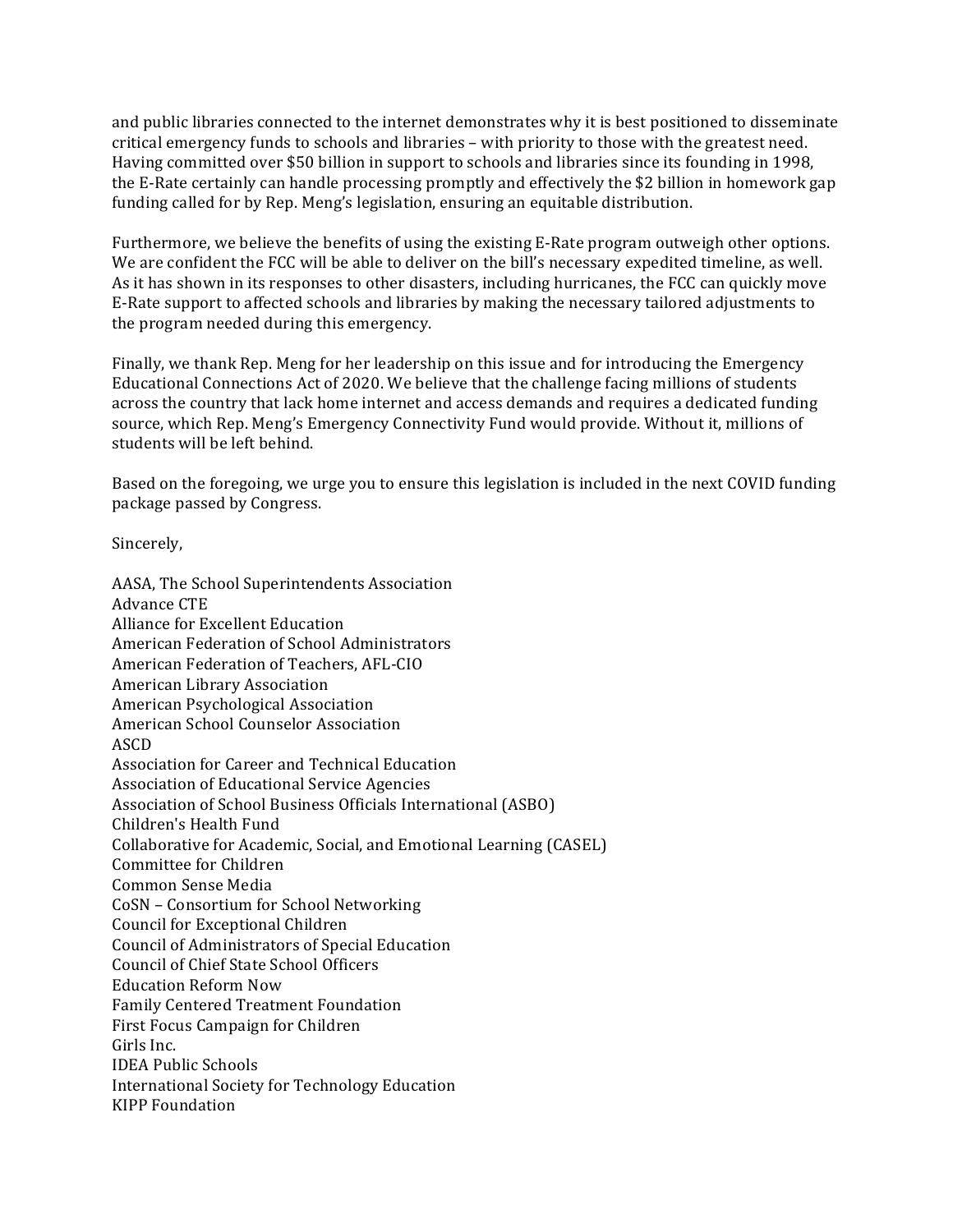and public libraries connected to the internet demonstrates why it is best positioned to disseminate critical emergency funds to schools and libraries – with priority to those with the greatest need. Having committed over $50 billion in support to schools and libraries since its founding in 1998, the E-Rate certainly can handle processing promptly and effectively the $2 billion in homework gap funding called for by Rep. Meng's legislation, ensuring an equitable distribution.

Furthermore, we believe the benefits of using the existing E-Rate program outweigh other options. We are confident the FCC will be able to deliver on the bill's necessary expedited timeline, as well. As it has shown in its responses to other disasters, including hurricanes, the FCC can quickly move E-Rate support to affected schools and libraries by making the necessary tailored adjustments to the program needed during this emergency.

Finally, we thank Rep. Meng for her leadership on this issue and for introducing the Emergency Educational Connections Act of 2020. We believe that the challenge facing millions of students across the country that lack home internet and access demands and requires a dedicated funding source, which Rep. Meng's Emergency Connectivity Fund would provide. Without it, millions of students will be left behind.

Based on the foregoing, we urge you to ensure this legislation is included in the next COVID funding package passed by Congress.

Sincerely,

AASA, The School Superintendents Association
Advance CTE
Alliance for Excellent Education
American Federation of School Administrators
American Federation of Teachers, AFL-CIO
American Library Association
American Psychological Association
American School Counselor Association
ASCD
Association for Career and Technical Education
Association of Educational Service Agencies
Association of School Business Officials International (ASBO)
Children's Health Fund
Collaborative for Academic, Social, and Emotional Learning (CASEL)
Committee for Children
Common Sense Media
CoSN – Consortium for School Networking
Council for Exceptional Children
Council of Administrators of Special Education
Council of Chief State School Officers
Education Reform Now
Family Centered Treatment Foundation
First Focus Campaign for Children
Girls Inc.
IDEA Public Schools
International Society for Technology Education
KIPP Foundation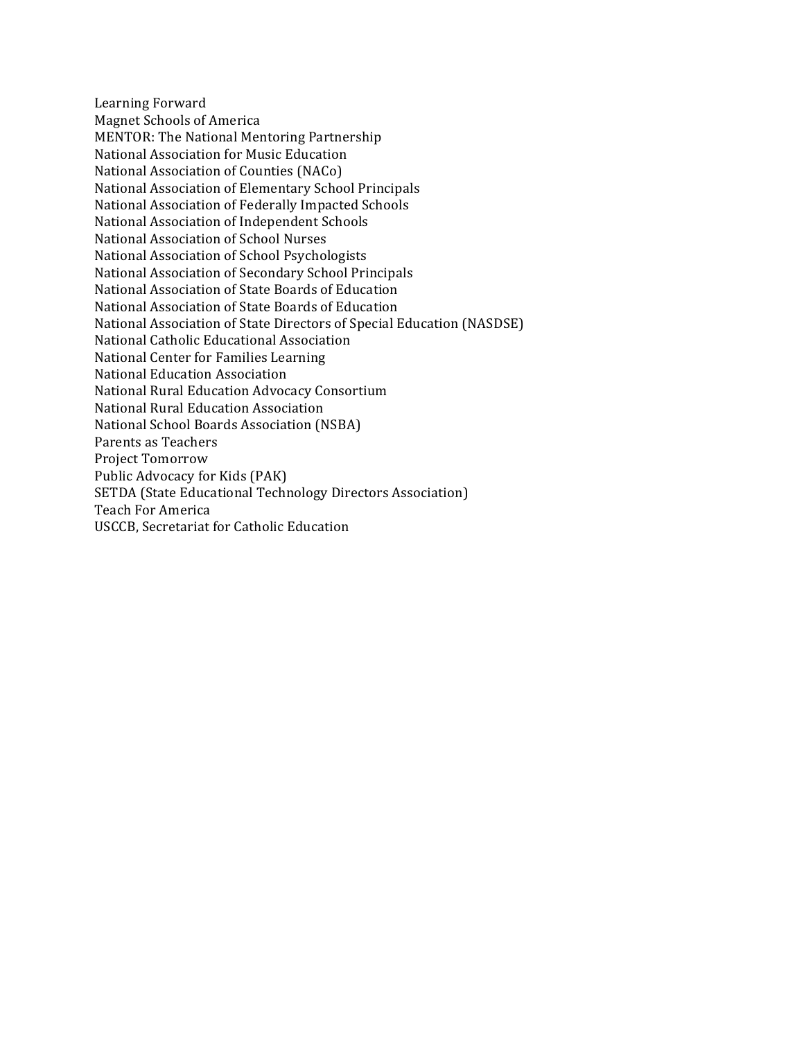Learning Forward
Magnet Schools of America
MENTOR: The National Mentoring Partnership
National Association for Music Education
National Association of Counties (NACo)
National Association of Elementary School Principals
National Association of Federally Impacted Schools
National Association of Independent Schools
National Association of School Nurses
National Association of School Psychologists
National Association of Secondary School Principals
National Association of State Boards of Education
National Association of State Boards of Education
National Association of State Directors of Special Education (NASDSE)
National Catholic Educational Association
National Center for Families Learning
National Education Association
National Rural Education Advocacy Consortium
National Rural Education Association
National School Boards Association (NSBA)
Parents as Teachers
Project Tomorrow
Public Advocacy for Kids (PAK)
SETDA (State Educational Technology Directors Association)
Teach For America
USCCB, Secretariat for Catholic Education